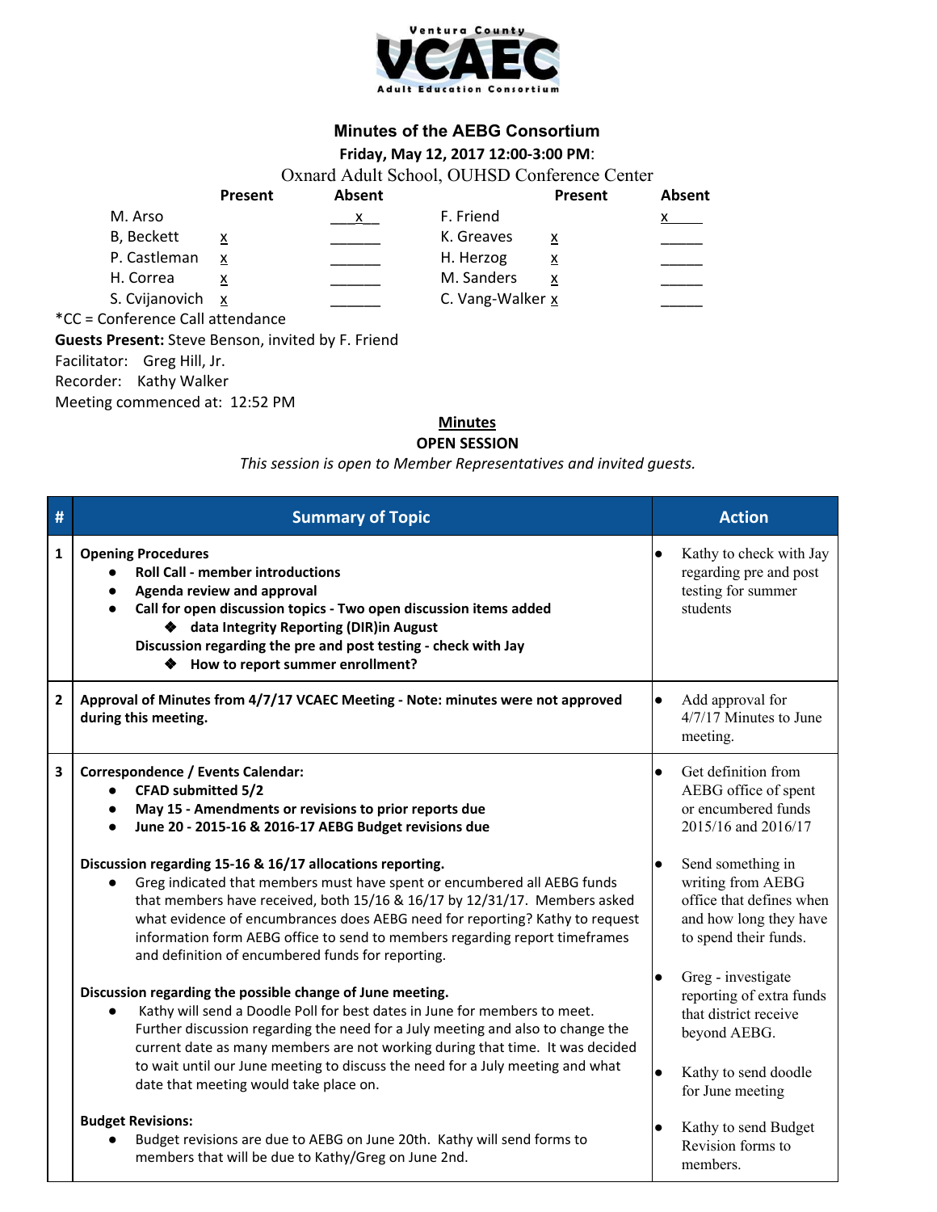Ventura County

**VCAEC**

Adult Education Consortium

## Minutes of the AEBG Consortium

**Friday, May 12, 2017 12:00-3:00 PM**:

Oxnard Adult School, OUHSD Conference Center

| | Present | Absent | | Present | Absent |
|---|---|---|---|---|---|
| M. Arso | | x | F. Friend | | x |
| B, Beckett | x | | K. Greaves | x | |
| P. Castleman | x | | H. Herzog | x | |
| H. Correa | x | | M. Sanders | x | |
| S. Cvijanovich | x | | C. Vang-Walker | x | |

*CC = Conference Call attendance

**Guests Present:** Steve Benson, invited by F. Friend

Facilitator: Greg Hill, Jr.

Recorder: Kathy Walker

Meeting commenced at: 12:52 PM

**Minutes**

**OPEN SESSION**

*This session is open to Member Representatives and invited guests.*

| # | Summary of Topic | Action |
|---|---|---|
| 1 | **Opening Procedures**<br>● **Roll Call - member introductions**<br>● **Agenda review and approval**<br>● **Call for open discussion topics - Two open discussion items added**<br>❖ **data Integrity Reporting (DIR)in August**<br>**Discussion regarding the pre and post testing - check with Jay**<br>❖ **How to report summer enrollment?** | ● Kathy to check with Jay regarding pre and post testing for summer students |
| 2 | **Approval of Minutes from 4/7/17 VCAEC Meeting - Note: minutes were not approved during this meeting.** | ● Add approval for 4/7/17 Minutes to June meeting. |
| 3 | **Correspondence / Events Calendar:**<br>● **CFAD submitted 5/2**<br>● **May 15 - Amendments or revisions to prior reports due**<br>● **June 20 - 2015-16 & 2016-17 AEBG Budget revisions due**<br><br>**Discussion regarding 15-16 & 16/17 allocations reporting.**<br>● Greg indicated that members must have spent or encumbered all AEBG funds that members have received, both 15/16 & 16/17 by 12/31/17. Members asked what evidence of encumbrances does AEBG need for reporting? Kathy to request information form AEBG office to send to members regarding report timeframes and definition of encumbered funds for reporting.<br><br>**Discussion regarding the possible change of June meeting.**<br>● Kathy will send a Doodle Poll for best dates in June for members to meet. Further discussion regarding the need for a July meeting and also to change the current date as many members are not working during that time. It was decided to wait until our June meeting to discuss the need for a July meeting and what date that meeting would take place on.<br><br>**Budget Revisions:**<br>● Budget revisions are due to AEBG on June 20th. Kathy will send forms to members that will be due to Kathy/Greg on June 2nd. | ● Get definition from AEBG office of spent or encumbered funds 2015/16 and 2016/17<br><br>● Send something in writing from AEBG office that defines when and how long they have to spend their funds.<br><br>● Greg - investigate reporting of extra funds that district receive beyond AEBG.<br><br>● Kathy to send doodle for June meeting<br><br>● Kathy to send Budget Revision forms to members. |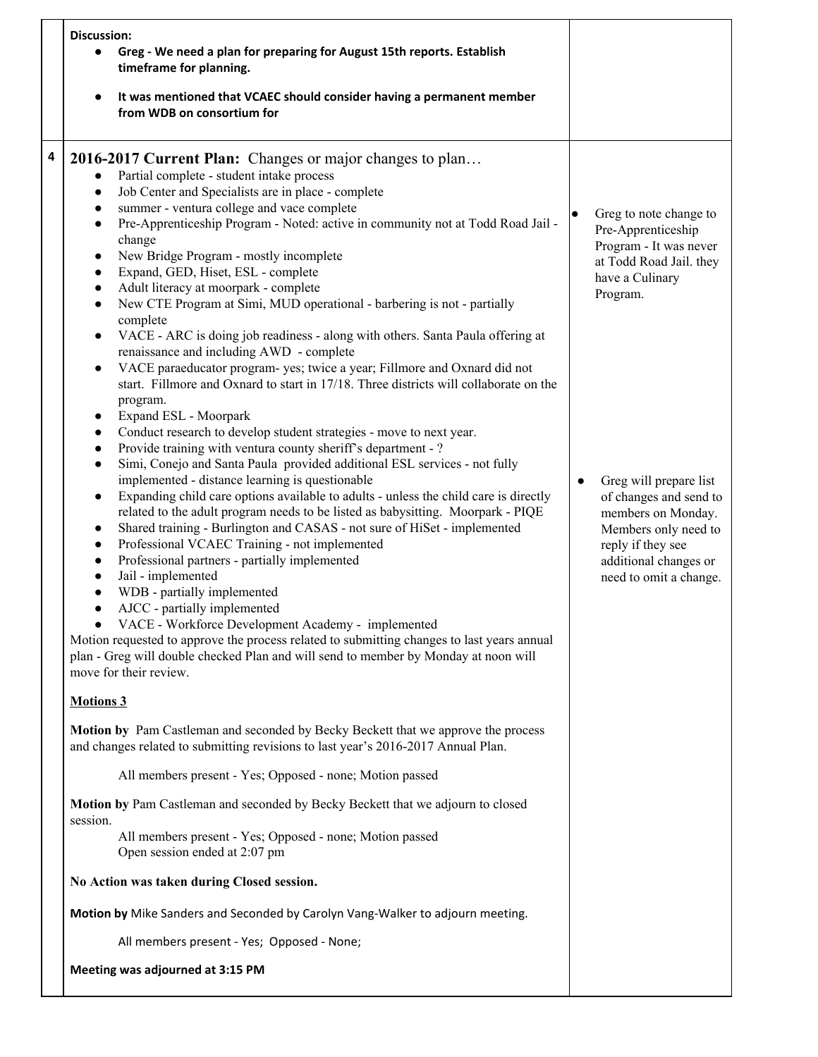| | | |
|---|---|---|
| | **Discussion:**<br>• **Greg - We need a plan for preparing for August 15th reports. Establish timeframe for planning.**<br>• **It was mentioned that VCAEC should consider having a permanent member from WDB on consortium for** | |
| 4 | **2016-2017 Current Plan:** Changes or major changes to plan…<br>• Partial complete - student intake process<br>• Job Center and Specialists are in place - complete<br>• summer - ventura college and vace complete<br>• Pre-Apprenticeship Program - Noted: active in community not at Todd Road Jail - change<br>• New Bridge Program - mostly incomplete<br>• Expand, GED, Hiset, ESL - complete<br>• Adult literacy at moorpark - complete<br>• New CTE Program at Simi, MUD operational - barbering is not - partially complete<br>• VACE - ARC is doing job readiness - along with others. Santa Paula offering at renaissance and including AWD - complete<br>• VACE paraeducator program- yes; twice a year; Fillmore and Oxnard did not start. Fillmore and Oxnard to start in 17/18. Three districts will collaborate on the program.<br>• Expand ESL - Moorpark<br>• Conduct research to develop student strategies - move to next year.<br>• Provide training with ventura county sheriff's department - ?<br>• Simi, Conejo and Santa Paula provided additional ESL services - not fully implemented - distance learning is questionable<br>• Expanding child care options available to adults - unless the child care is directly related to the adult program needs to be listed as babysitting. Moorpark - PIQE<br>• Shared training - Burlington and CASAS - not sure of HiSet - implemented<br>• Professional VCAEC Training - not implemented<br>• Professional partners - partially implemented<br>• Jail - implemented<br>• WDB - partially implemented<br>• AJCC - partially implemented<br>• VACE - Workforce Development Academy - implemented<br>Motion requested to approve the process related to submitting changes to last years annual plan - Greg will double checked Plan and will send to member by Monday at noon will move for their review.<br><br>**Motions 3**<br><br>**Motion by** Pam Castleman and seconded by Becky Beckett that we approve the process and changes related to submitting revisions to last year's 2016-2017 Annual Plan.<br><br>All members present - Yes; Opposed - none; Motion passed<br><br>**Motion by** Pam Castleman and seconded by Becky Beckett that we adjourn to closed session.<br>All members present - Yes; Opposed - none; Motion passed<br>Open session ended at 2:07 pm<br><br>**No Action was taken during Closed session.**<br><br>**Motion by** Mike Sanders and Seconded by Carolyn Vang-Walker to adjourn meeting.<br><br>All members present - Yes; Opposed - None;<br><br>**Meeting was adjourned at 3:15 PM** | • Greg to note change to Pre-Apprenticeship Program - It was never at Todd Road Jail. they have a Culinary Program.<br><br>• Greg will prepare list of changes and send to members on Monday. Members only need to reply if they see additional changes or need to omit a change. |